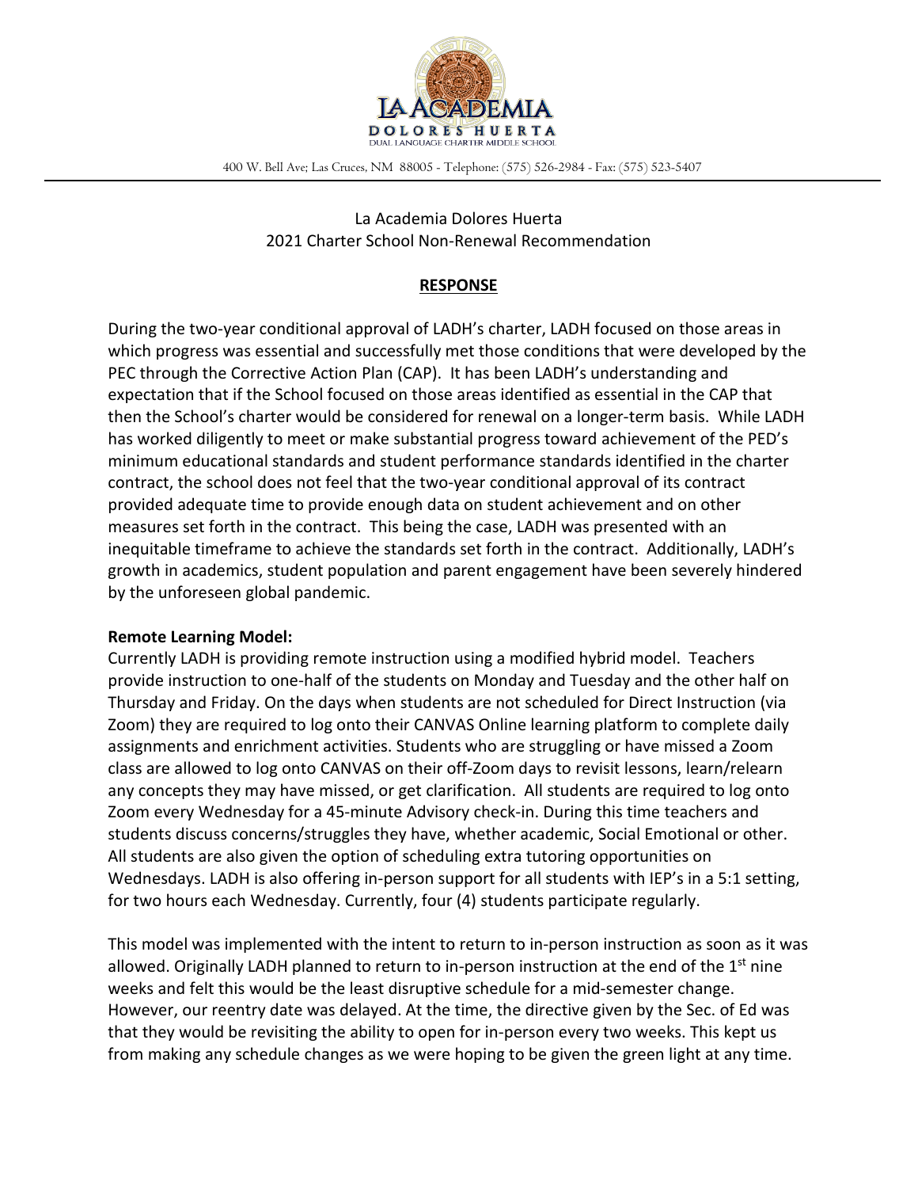LA ACADEMIA DOLORES HUERTA
DUAL LANGUAGE CHARTER MIDDLE SCHOOL

400 W. Bell Ave; Las Cruces, NM 88005 - Telephone: (575) 526-2984 - Fax: (575) 523-5407

La Academia Dolores Huerta
2021 Charter School Non-Renewal Recommendation

## RESPONSE

During the two-year conditional approval of LADH's charter, LADH focused on those areas in which progress was essential and successfully met those conditions that were developed by the PEC through the Corrective Action Plan (CAP). It has been LADH's understanding and expectation that if the School focused on those areas identified as essential in the CAP that then the School's charter would be considered for renewal on a longer-term basis. While LADH has worked diligently to meet or make substantial progress toward achievement of the PED's minimum educational standards and student performance standards identified in the charter contract, the school does not feel that the two-year conditional approval of its contract provided adequate time to provide enough data on student achievement and on other measures set forth in the contract. This being the case, LADH was presented with an inequitable timeframe to achieve the standards set forth in the contract. Additionally, LADH's growth in academics, student population and parent engagement have been severely hindered by the unforeseen global pandemic.

**Remote Learning Model:**

Currently LADH is providing remote instruction using a modified hybrid model. Teachers provide instruction to one-half of the students on Monday and Tuesday and the other half on Thursday and Friday. On the days when students are not scheduled for Direct Instruction (via Zoom) they are required to log onto their CANVAS Online learning platform to complete daily assignments and enrichment activities. Students who are struggling or have missed a Zoom class are allowed to log onto CANVAS on their off-Zoom days to revisit lessons, learn/relearn any concepts they may have missed, or get clarification. All students are required to log onto Zoom every Wednesday for a 45-minute Advisory check-in. During this time teachers and students discuss concerns/struggles they have, whether academic, Social Emotional or other. All students are also given the option of scheduling extra tutoring opportunities on Wednesdays. LADH is also offering in-person support for all students with IEP's in a 5:1 setting, for two hours each Wednesday. Currently, four (4) students participate regularly.

This model was implemented with the intent to return to in-person instruction as soon as it was allowed. Originally LADH planned to return to in-person instruction at the end of the 1st nine weeks and felt this would be the least disruptive schedule for a mid-semester change. However, our reentry date was delayed. At the time, the directive given by the Sec. of Ed was that they would be revisiting the ability to open for in-person every two weeks. This kept us from making any schedule changes as we were hoping to be given the green light at any time.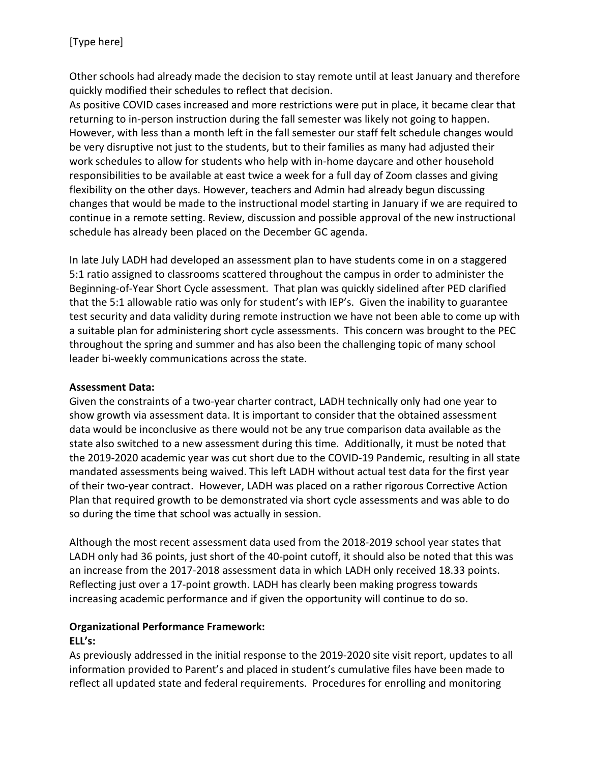Other schools had already made the decision to stay remote until at least January and therefore quickly modified their schedules to reflect that decision.

As positive COVID cases increased and more restrictions were put in place, it became clear that returning to in-person instruction during the fall semester was likely not going to happen. However, with less than a month left in the fall semester our staff felt schedule changes would be very disruptive not just to the students, but to their families as many had adjusted their work schedules to allow for students who help with in-home daycare and other household responsibilities to be available at east twice a week for a full day of Zoom classes and giving flexibility on the other days. However, teachers and Admin had already begun discussing changes that would be made to the instructional model starting in January if we are required to continue in a remote setting. Review, discussion and possible approval of the new instructional schedule has already been placed on the December GC agenda.

In late July LADH had developed an assessment plan to have students come in on a staggered 5:1 ratio assigned to classrooms scattered throughout the campus in order to administer the Beginning-of-Year Short Cycle assessment. That plan was quickly sidelined after PED clarified that the 5:1 allowable ratio was only for student's with IEP's. Given the inability to guarantee test security and data validity during remote instruction we have not been able to come up with a suitable plan for administering short cycle assessments. This concern was brought to the PEC throughout the spring and summer and has also been the challenging topic of many school leader bi-weekly communications across the state.

**Assessment Data:**

Given the constraints of a two-year charter contract, LADH technically only had one year to show growth via assessment data. It is important to consider that the obtained assessment data would be inconclusive as there would not be any true comparison data available as the state also switched to a new assessment during this time. Additionally, it must be noted that the 2019-2020 academic year was cut short due to the COVID-19 Pandemic, resulting in all state mandated assessments being waived. This left LADH without actual test data for the first year of their two-year contract. However, LADH was placed on a rather rigorous Corrective Action Plan that required growth to be demonstrated via short cycle assessments and was able to do so during the time that school was actually in session.

Although the most recent assessment data used from the 2018-2019 school year states that LADH only had 36 points, just short of the 40-point cutoff, it should also be noted that this was an increase from the 2017-2018 assessment data in which LADH only received 18.33 points. Reflecting just over a 17-point growth. LADH has clearly been making progress towards increasing academic performance and if given the opportunity will continue to do so.

**Organizational Performance Framework:**

**ELL's:**

As previously addressed in the initial response to the 2019-2020 site visit report, updates to all information provided to Parent's and placed in student's cumulative files have been made to reflect all updated state and federal requirements. Procedures for enrolling and monitoring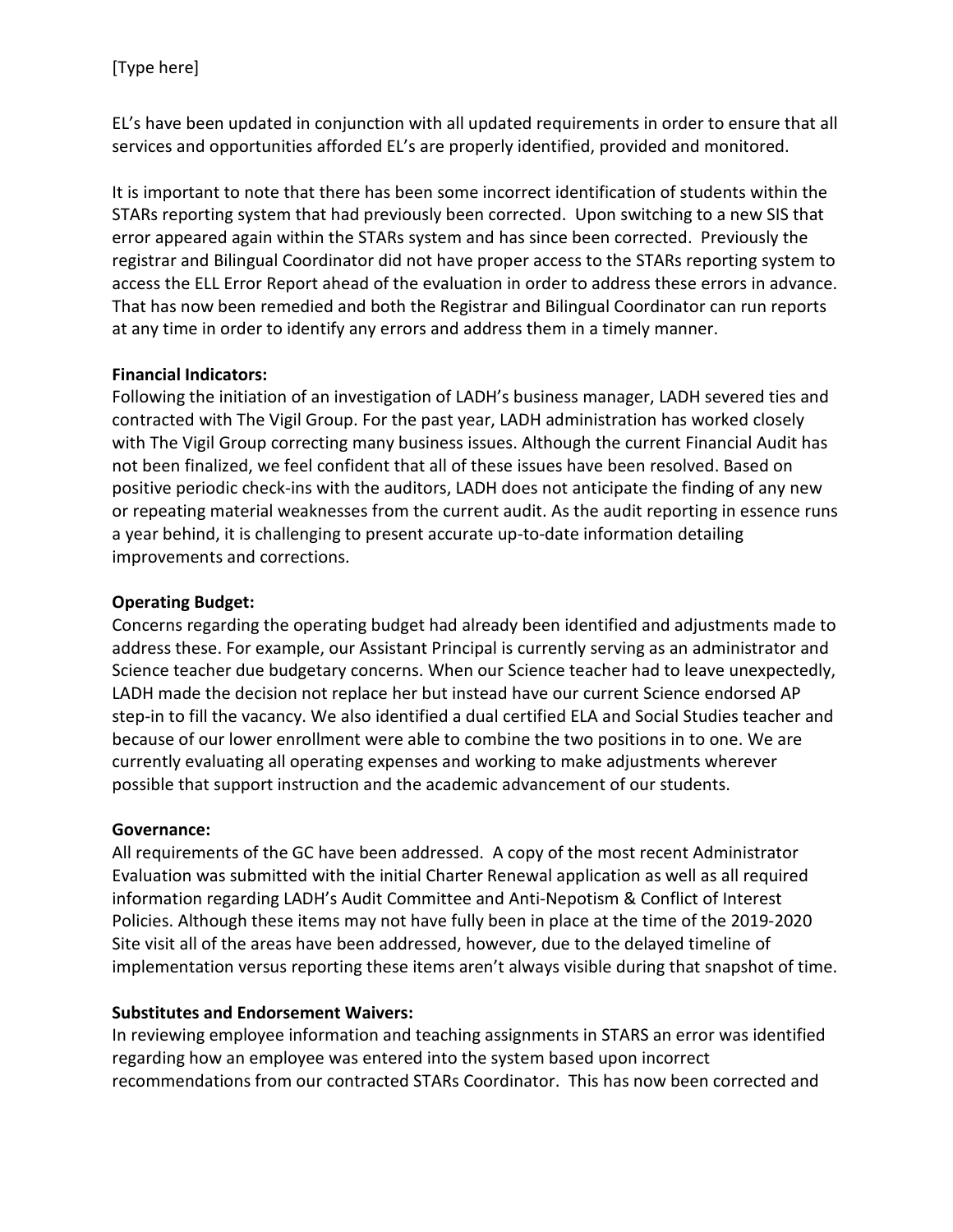EL's have been updated in conjunction with all updated requirements in order to ensure that all services and opportunities afforded EL's are properly identified, provided and monitored.

It is important to note that there has been some incorrect identification of students within the STARs reporting system that had previously been corrected. Upon switching to a new SIS that error appeared again within the STARs system and has since been corrected. Previously the registrar and Bilingual Coordinator did not have proper access to the STARs reporting system to access the ELL Error Report ahead of the evaluation in order to address these errors in advance. That has now been remedied and both the Registrar and Bilingual Coordinator can run reports at any time in order to identify any errors and address them in a timely manner.

**Financial Indicators:**
Following the initiation of an investigation of LADH's business manager, LADH severed ties and contracted with The Vigil Group. For the past year, LADH administration has worked closely with The Vigil Group correcting many business issues. Although the current Financial Audit has not been finalized, we feel confident that all of these issues have been resolved. Based on positive periodic check-ins with the auditors, LADH does not anticipate the finding of any new or repeating material weaknesses from the current audit. As the audit reporting in essence runs a year behind, it is challenging to present accurate up-to-date information detailing improvements and corrections.

**Operating Budget:**
Concerns regarding the operating budget had already been identified and adjustments made to address these. For example, our Assistant Principal is currently serving as an administrator and Science teacher due budgetary concerns. When our Science teacher had to leave unexpectedly, LADH made the decision not replace her but instead have our current Science endorsed AP step-in to fill the vacancy. We also identified a dual certified ELA and Social Studies teacher and because of our lower enrollment were able to combine the two positions in to one. We are currently evaluating all operating expenses and working to make adjustments wherever possible that support instruction and the academic advancement of our students.

**Governance:**
All requirements of the GC have been addressed. A copy of the most recent Administrator Evaluation was submitted with the initial Charter Renewal application as well as all required information regarding LADH's Audit Committee and Anti-Nepotism & Conflict of Interest Policies. Although these items may not have fully been in place at the time of the 2019-2020 Site visit all of the areas have been addressed, however, due to the delayed timeline of implementation versus reporting these items aren't always visible during that snapshot of time.

**Substitutes and Endorsement Waivers:**
In reviewing employee information and teaching assignments in STARS an error was identified regarding how an employee was entered into the system based upon incorrect recommendations from our contracted STARs Coordinator. This has now been corrected and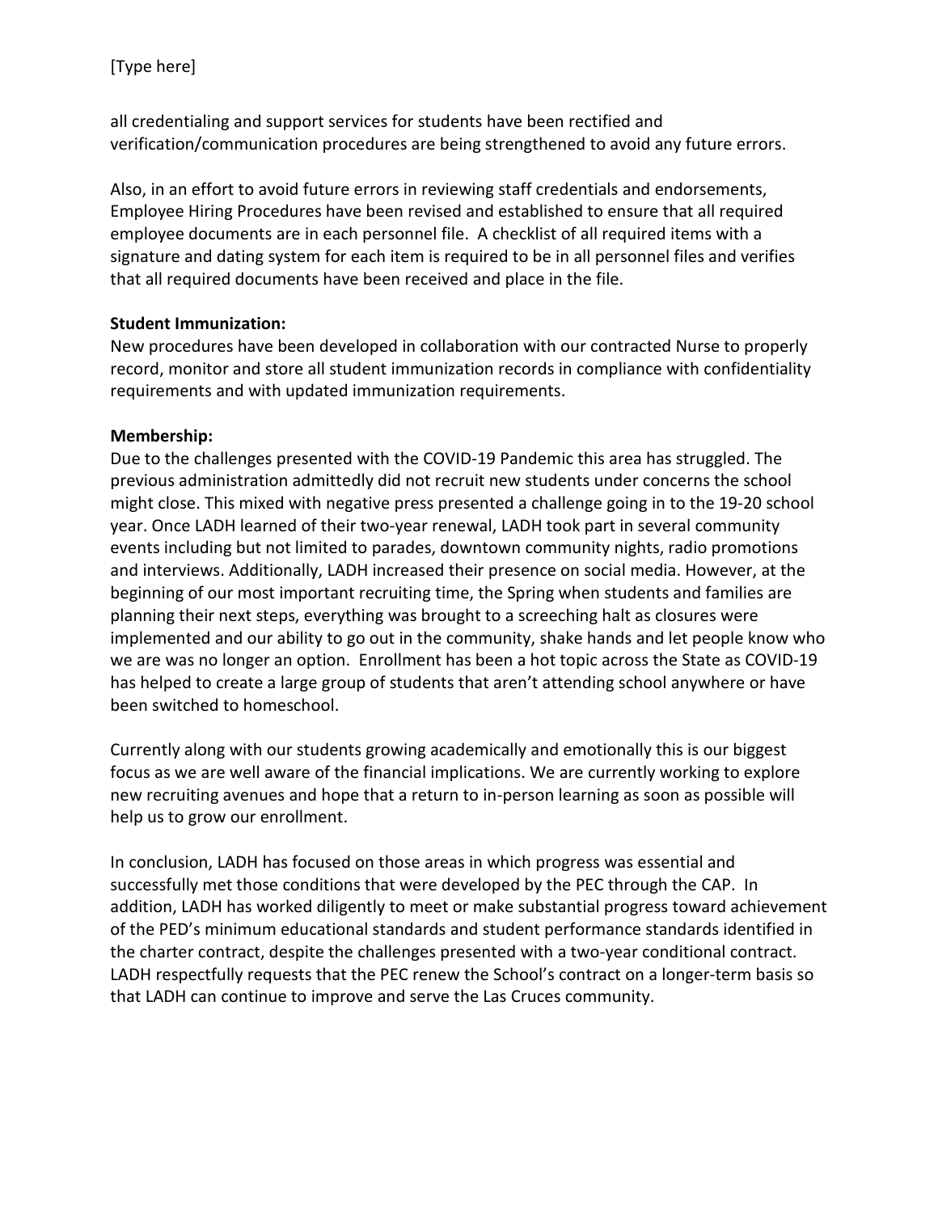all credentialing and support services for students have been rectified and verification/communication procedures are being strengthened to avoid any future errors.

Also, in an effort to avoid future errors in reviewing staff credentials and endorsements, Employee Hiring Procedures have been revised and established to ensure that all required employee documents are in each personnel file. A checklist of all required items with a signature and dating system for each item is required to be in all personnel files and verifies that all required documents have been received and place in the file.

**Student Immunization:**
New procedures have been developed in collaboration with our contracted Nurse to properly record, monitor and store all student immunization records in compliance with confidentiality requirements and with updated immunization requirements.

**Membership:**
Due to the challenges presented with the COVID-19 Pandemic this area has struggled. The previous administration admittedly did not recruit new students under concerns the school might close. This mixed with negative press presented a challenge going in to the 19-20 school year. Once LADH learned of their two-year renewal, LADH took part in several community events including but not limited to parades, downtown community nights, radio promotions and interviews. Additionally, LADH increased their presence on social media. However, at the beginning of our most important recruiting time, the Spring when students and families are planning their next steps, everything was brought to a screeching halt as closures were implemented and our ability to go out in the community, shake hands and let people know who we are was no longer an option. Enrollment has been a hot topic across the State as COVID-19 has helped to create a large group of students that aren't attending school anywhere or have been switched to homeschool.

Currently along with our students growing academically and emotionally this is our biggest focus as we are well aware of the financial implications. We are currently working to explore new recruiting avenues and hope that a return to in-person learning as soon as possible will help us to grow our enrollment.

In conclusion, LADH has focused on those areas in which progress was essential and successfully met those conditions that were developed by the PEC through the CAP. In addition, LADH has worked diligently to meet or make substantial progress toward achievement of the PED's minimum educational standards and student performance standards identified in the charter contract, despite the challenges presented with a two-year conditional contract. LADH respectfully requests that the PEC renew the School's contract on a longer-term basis so that LADH can continue to improve and serve the Las Cruces community.